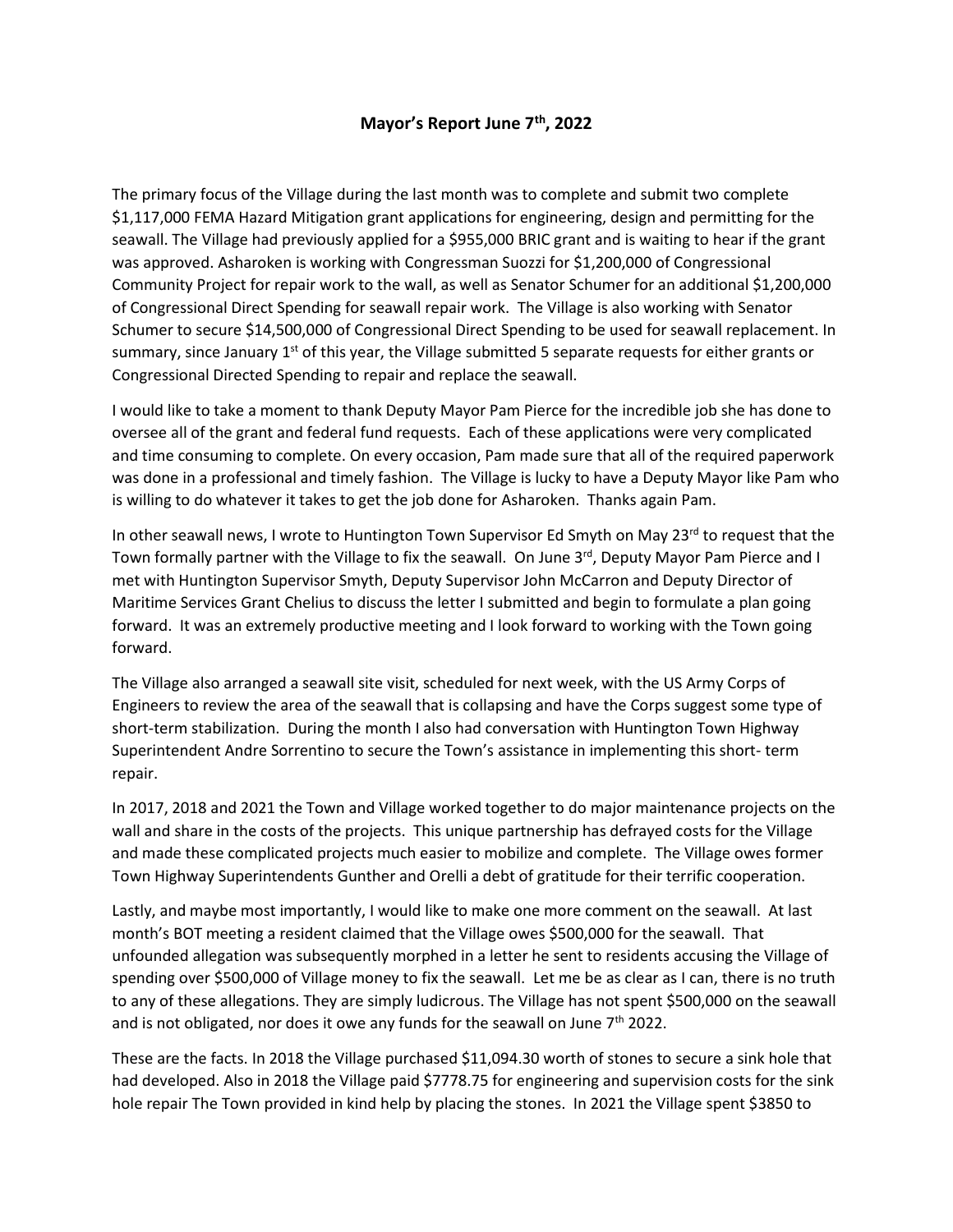# Mayor's Report June 7th, 2022

The primary focus of the Village during the last month was to complete and submit two complete $1,117,000 FEMA Hazard Mitigation grant applications for engineering, design and permitting for the seawall. The Village had previously applied for a $955,000 BRIC grant and is waiting to hear if the grant was approved. Asharoken is working with Congressman Suozzi for $1,200,000 of Congressional Community Project for repair work to the wall, as well as Senator Schumer for an additional $1,200,000 of Congressional Direct Spending for seawall repair work. The Village is also working with Senator Schumer to secure $14,500,000 of Congressional Direct Spending to be used for seawall replacement. In summary, since January 1st of this year, the Village submitted 5 separate requests for either grants or Congressional Directed Spending to repair and replace the seawall.

I would like to take a moment to thank Deputy Mayor Pam Pierce for the incredible job she has done to oversee all of the grant and federal fund requests. Each of these applications were very complicated and time consuming to complete. On every occasion, Pam made sure that all of the required paperwork was done in a professional and timely fashion. The Village is lucky to have a Deputy Mayor like Pam who is willing to do whatever it takes to get the job done for Asharoken. Thanks again Pam.

In other seawall news, I wrote to Huntington Town Supervisor Ed Smyth on May 23rd to request that the Town formally partner with the Village to fix the seawall. On June 3rd, Deputy Mayor Pam Pierce and I met with Huntington Supervisor Smyth, Deputy Supervisor John McCarron and Deputy Director of Maritime Services Grant Chelius to discuss the letter I submitted and begin to formulate a plan going forward. It was an extremely productive meeting and I look forward to working with the Town going forward.

The Village also arranged a seawall site visit, scheduled for next week, with the US Army Corps of Engineers to review the area of the seawall that is collapsing and have the Corps suggest some type of short-term stabilization. During the month I also had conversation with Huntington Town Highway Superintendent Andre Sorrentino to secure the Town's assistance in implementing this short- term repair.

In 2017, 2018 and 2021 the Town and Village worked together to do major maintenance projects on the wall and share in the costs of the projects. This unique partnership has defrayed costs for the Village and made these complicated projects much easier to mobilize and complete. The Village owes former Town Highway Superintendents Gunther and Orelli a debt of gratitude for their terrific cooperation.

Lastly, and maybe most importantly, I would like to make one more comment on the seawall. At last month's BOT meeting a resident claimed that the Village owes $500,000 for the seawall. That unfounded allegation was subsequently morphed in a letter he sent to residents accusing the Village of spending over $500,000 of Village money to fix the seawall. Let me be as clear as I can, there is no truth to any of these allegations. They are simply ludicrous. The Village has not spent $500,000 on the seawall and is not obligated, nor does it owe any funds for the seawall on June 7th 2022.

These are the facts. In 2018 the Village purchased $11,094.30 worth of stones to secure a sink hole that had developed. Also in 2018 the Village paid $7778.75 for engineering and supervision costs for the sink hole repair The Town provided in kind help by placing the stones. In 2021 the Village spent $3850 to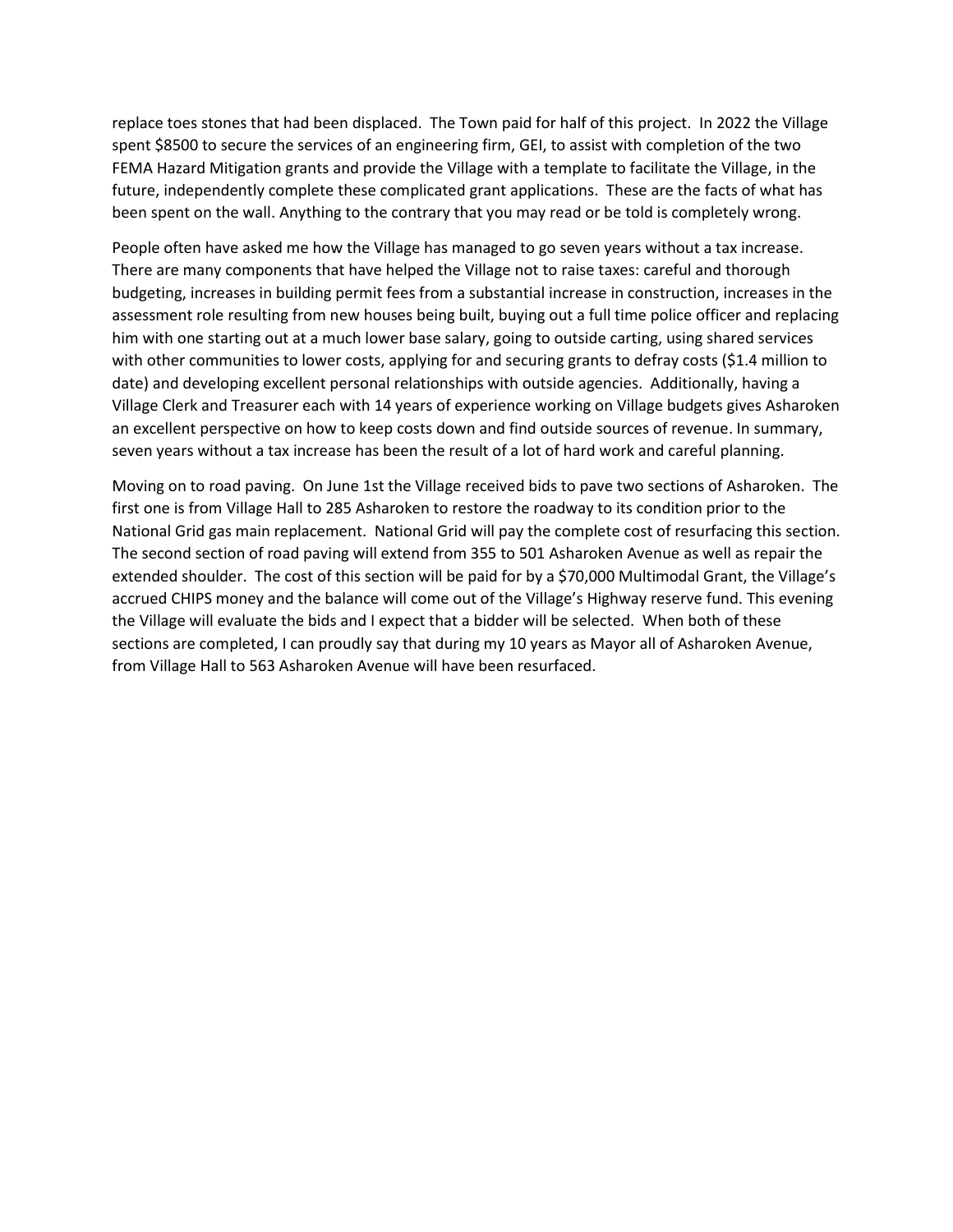replace toes stones that had been displaced. The Town paid for half of this project. In 2022 the Village spent $8500 to secure the services of an engineering firm, GEI, to assist with completion of the two FEMA Hazard Mitigation grants and provide the Village with a template to facilitate the Village, in the future, independently complete these complicated grant applications. These are the facts of what has been spent on the wall. Anything to the contrary that you may read or be told is completely wrong.

People often have asked me how the Village has managed to go seven years without a tax increase. There are many components that have helped the Village not to raise taxes: careful and thorough budgeting, increases in building permit fees from a substantial increase in construction, increases in the assessment role resulting from new houses being built, buying out a full time police officer and replacing him with one starting out at a much lower base salary, going to outside carting, using shared services with other communities to lower costs, applying for and securing grants to defray costs ($1.4 million to date) and developing excellent personal relationships with outside agencies. Additionally, having a Village Clerk and Treasurer each with 14 years of experience working on Village budgets gives Asharoken an excellent perspective on how to keep costs down and find outside sources of revenue. In summary, seven years without a tax increase has been the result of a lot of hard work and careful planning.

Moving on to road paving. On June 1st the Village received bids to pave two sections of Asharoken. The first one is from Village Hall to 285 Asharoken to restore the roadway to its condition prior to the National Grid gas main replacement. National Grid will pay the complete cost of resurfacing this section. The second section of road paving will extend from 355 to 501 Asharoken Avenue as well as repair the extended shoulder. The cost of this section will be paid for by a $70,000 Multimodal Grant, the Village's accrued CHIPS money and the balance will come out of the Village's Highway reserve fund. This evening the Village will evaluate the bids and I expect that a bidder will be selected. When both of these sections are completed, I can proudly say that during my 10 years as Mayor all of Asharoken Avenue, from Village Hall to 563 Asharoken Avenue will have been resurfaced.